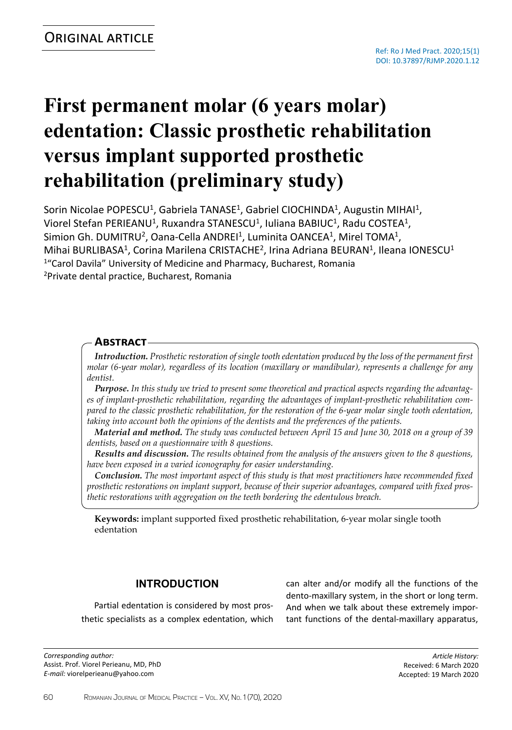Original article

Ref: Ro J Med Pract. 2020;15(1)
DOI: 10.37897/RJMP.2020.1.12

# First permanent molar (6 years molar) edentation: Classic prosthetic rehabilitation versus implant supported prosthetic rehabilitation (preliminary study)

Sorin Nicolae POPESCU[1], Gabriela TANASE[1], Gabriel CIOCHINDA[1], Augustin MIHAI[1], Viorel Stefan PERIEANU[1], Ruxandra STANESCU[1], Iuliana BABIUC[1], Radu COSTEA[1], Simion Gh. DUMITRU[2], Oana-Cella ANDREI[1], Luminita OANCEA[1], Mirel TOMA[1], Mihai BURLIBASA[1], Corina Marilena CRISTACHE[2], Irina Adriana BEURAN[1], Ileana IONESCU[1]

[1]"Carol Davila" University of Medicine and Pharmacy, Bucharest, Romania
[2]Private dental practice, Bucharest, Romania

## Abstract

***Introduction.*** *Prosthetic restoration of single tooth edentation produced by the loss of the permanent first molar (6-year molar), regardless of its location (maxillary or mandibular), represents a challenge for any dentist.*

***Purpose.*** *In this study we tried to present some theoretical and practical aspects regarding the advantages of implant-prosthetic rehabilitation, regarding the advantages of implant-prosthetic rehabilitation compared to the classic prosthetic rehabilitation, for the restoration of the 6-year molar single tooth edentation, taking into account both the opinions of the dentists and the preferences of the patients.*

***Material and method.*** *The study was conducted between April 15 and June 30, 2018 on a group of 39 dentists, based on a questionnaire with 8 questions.*

***Results and discussion.*** *The results obtained from the analysis of the answers given to the 8 questions, have been exposed in a varied iconography for easier understanding.*

***Conclusion.*** *The most important aspect of this study is that most practitioners have recommended fixed prosthetic restorations on implant support, because of their superior advantages, compared with fixed prosthetic restorations with aggregation on the teeth bordering the edentulous breach.*

**Keywords:** implant supported fixed prosthetic rehabilitation, 6-year molar single tooth edentation

## INTRODUCTION

Partial edentation is considered by most prosthetic specialists as a complex edentation, which can alter and/or modify all the functions of the dento-maxillary system, in the short or long term. And when we talk about these extremely important functions of the dental-maxillary apparatus,

*Corresponding author:*
Assist. Prof. Viorel Perieanu, MD, PhD
*E-mail:* viorelperieanu@yahoo.com

*Article History:*
Received: 6 March 2020
Accepted: 19 March 2020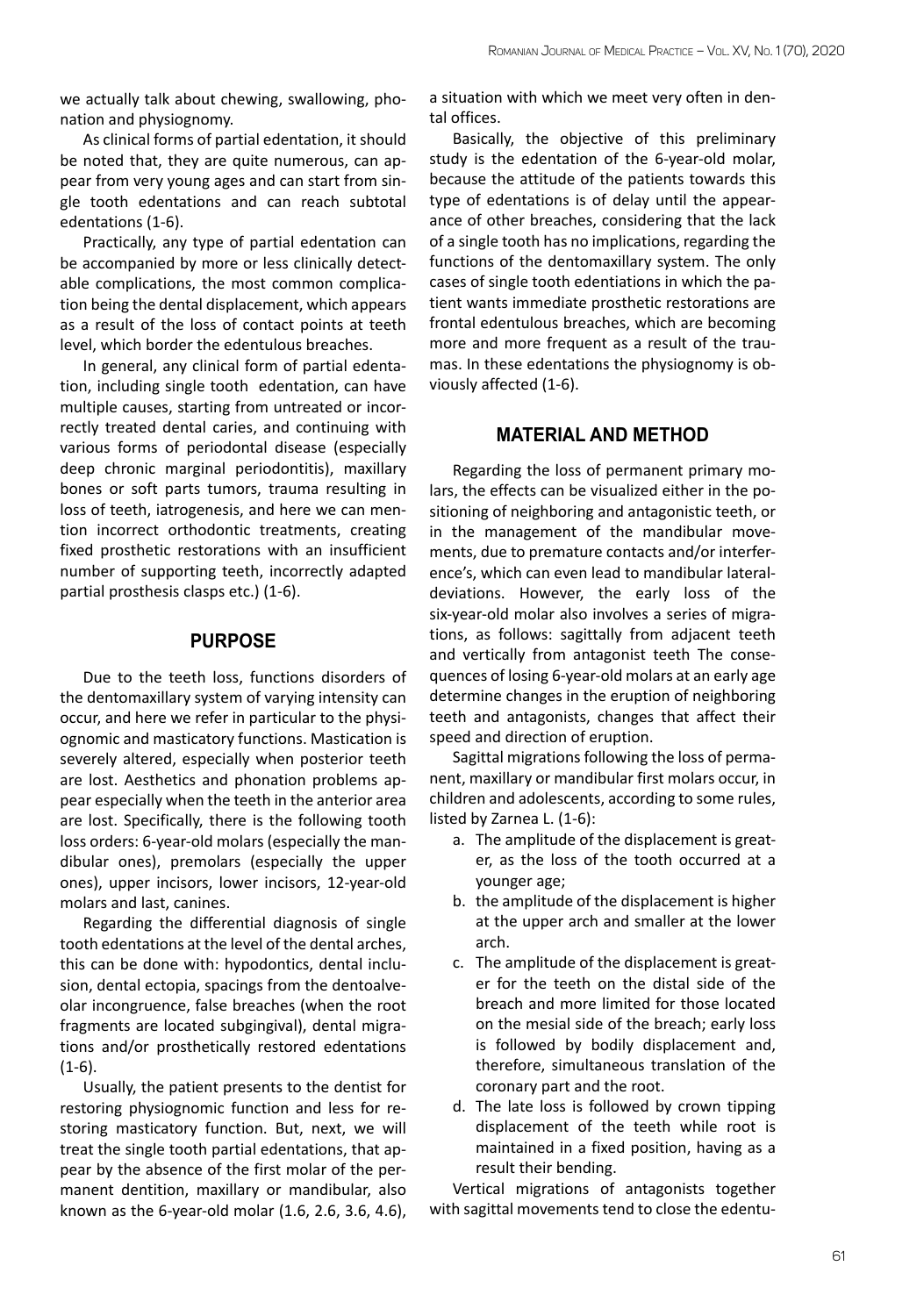we actually talk about chewing, swallowing, phonation and physiognomy.

As clinical forms of partial edentation, it should be noted that, they are quite numerous, can appear from very young ages and can start from single tooth edentations and can reach subtotal edentations (1-6).

Practically, any type of partial edentation can be accompanied by more or less clinically detectable complications, the most common complication being the dental displacement, which appears as a result of the loss of contact points at teeth level, which border the edentulous breaches.

In general, any clinical form of partial edentation, including single tooth edentation, can have multiple causes, starting from untreated or incorrectly treated dental caries, and continuing with various forms of periodontal disease (especially deep chronic marginal periodontitis), maxillary bones or soft parts tumors, trauma resulting in loss of teeth, iatrogenesis, and here we can mention incorrect orthodontic treatments, creating fixed prosthetic restorations with an insufficient number of supporting teeth, incorrectly adapted partial prosthesis clasps etc.) (1-6).

## PURPOSE

Due to the teeth loss, functions disorders of the dentomaxillary system of varying intensity can occur, and here we refer in particular to the physiognomic and masticatory functions. Mastication is severely altered, especially when posterior teeth are lost. Aesthetics and phonation problems appear especially when the teeth in the anterior area are lost. Specifically, there is the following tooth loss orders: 6-year-old molars (especially the mandibular ones), premolars (especially the upper ones), upper incisors, lower incisors, 12-year-old molars and last, canines.

Regarding the differential diagnosis of single tooth edentations at the level of the dental arches, this can be done with: hypodontics, dental inclusion, dental ectopia, spacings from the dentoalveolar incongruence, false breaches (when the root fragments are located subgingival), dental migrations and/or prosthetically restored edentations (1-6).

Usually, the patient presents to the dentist for restoring physiognomic function and less for restoring masticatory function. But, next, we will treat the single tooth partial edentations, that appear by the absence of the first molar of the permanent dentition, maxillary or mandibular, also known as the 6-year-old molar (1.6, 2.6, 3.6, 4.6), a situation with which we meet very often in dental offices.

Basically, the objective of this preliminary study is the edentation of the 6-year-old molar, because the attitude of the patients towards this type of edentations is of delay until the appearance of other breaches, considering that the lack of a single tooth has no implications, regarding the functions of the dentomaxillary system. The only cases of single tooth edentiations in which the patient wants immediate prosthetic restorations are frontal edentulous breaches, which are becoming more and more frequent as a result of the traumas. In these edentations the physiognomy is obviously affected (1-6).

## MATERIAL AND METHOD

Regarding the loss of permanent primary molars, the effects can be visualized either in the positioning of neighboring and antagonistic teeth, or in the management of the mandibular movements, due to premature contacts and/or interference's, which can even lead to mandibular lateral-deviations. However, the early loss of the six-year-old molar also involves a series of migrations, as follows: sagittally from adjacent teeth and vertically from antagonist teeth The consequences of losing 6-year-old molars at an early age determine changes in the eruption of neighboring teeth and antagonists, changes that affect their speed and direction of eruption.

Sagittal migrations following the loss of permanent, maxillary or mandibular first molars occur, in children and adolescents, according to some rules, listed by Zarnea L. (1-6):

a. The amplitude of the displacement is greater, as the loss of the tooth occurred at a younger age;
b. the amplitude of the displacement is higher at the upper arch and smaller at the lower arch.
c. The amplitude of the displacement is greater for the teeth on the distal side of the breach and more limited for those located on the mesial side of the breach; early loss is followed by bodily displacement and, therefore, simultaneous translation of the coronary part and the root.
d. The late loss is followed by crown tipping displacement of the teeth while root is maintained in a fixed position, having as a result their bending.

Vertical migrations of antagonists together with sagittal movements tend to close the edentu-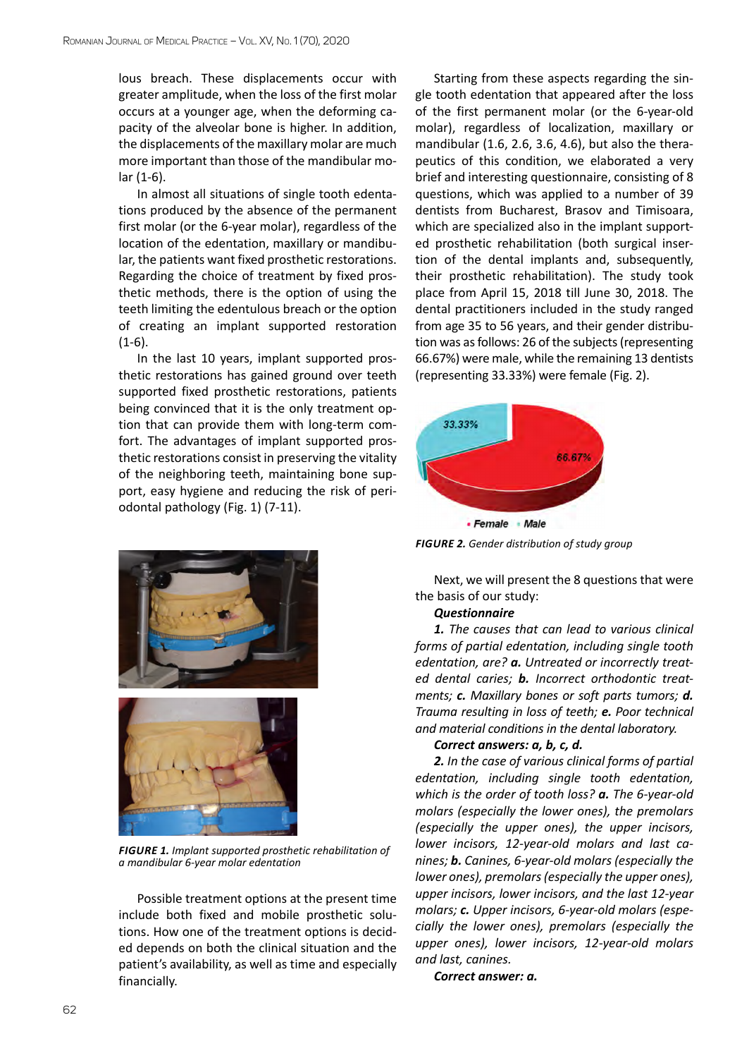lous breach. These displacements occur with greater amplitude, when the loss of the first molar occurs at a younger age, when the deforming capacity of the alveolar bone is higher. In addition, the displacements of the maxillary molar are much more important than those of the mandibular molar (1-6).

In almost all situations of single tooth edentations produced by the absence of the permanent first molar (or the 6-year molar), regardless of the location of the edentation, maxillary or mandibular, the patients want fixed prosthetic restorations. Regarding the choice of treatment by fixed prosthetic methods, there is the option of using the teeth limiting the edentulous breach or the option of creating an implant supported restoration (1-6).

In the last 10 years, implant supported prosthetic restorations has gained ground over teeth supported fixed prosthetic restorations, patients being convinced that it is the only treatment option that can provide them with long-term comfort. The advantages of implant supported prosthetic restorations consist in preserving the vitality of the neighboring teeth, maintaining bone support, easy hygiene and reducing the risk of periodontal pathology (Fig. 1) (7-11).

*FIGURE 1. Implant supported prosthetic rehabilitation of a mandibular 6-year molar edentation*

Possible treatment options at the present time include both fixed and mobile prosthetic solutions. How one of the treatment options is decided depends on both the clinical situation and the patient's availability, as well as time and especially financially.

Starting from these aspects regarding the single tooth edentation that appeared after the loss of the first permanent molar (or the 6-year-old molar), regardless of localization, maxillary or mandibular (1.6, 2.6, 3.6, 4.6), but also the therapeutics of this condition, we elaborated a very brief and interesting questionnaire, consisting of 8 questions, which was applied to a number of 39 dentists from Bucharest, Brasov and Timisoara, which are specialized also in the implant supported prosthetic rehabilitation (both surgical insertion of the dental implants and, subsequently, their prosthetic rehabilitation). The study took place from April 15, 2018 till June 30, 2018. The dental practitioners included in the study ranged from age 35 to 56 years, and their gender distribution was as follows: 26 of the subjects (representing 66.67%) were male, while the remaining 13 dentists (representing 33.33%) were female (Fig. 2).

*FIGURE 2. Gender distribution of study group*

Next, we will present the 8 questions that were the basis of our study:

***Questionnaire***

***1.*** *The causes that can lead to various clinical forms of partial edentation, including single tooth edentation, are?* ***a.*** *Untreated or incorrectly treated dental caries;* ***b.*** *Incorrect orthodontic treatments;* ***c.*** *Maxillary bones or soft parts tumors;* ***d.*** *Trauma resulting in loss of teeth;* ***e.*** *Poor technical and material conditions in the dental laboratory.*

***Correct answers: a, b, c, d.***

***2.*** *In the case of various clinical forms of partial edentation, including single tooth edentation, which is the order of tooth loss?* ***a.*** *The 6-year-old molars (especially the lower ones), the premolars (especially the upper ones), the upper incisors, lower incisors, 12-year-old molars and last canines;* ***b.*** *Canines, 6-year-old molars (especially the lower ones), premolars (especially the upper ones), upper incisors, lower incisors, and the last 12-year molars;* ***c.*** *Upper incisors, 6-year-old molars (especially the lower ones), premolars (especially the upper ones), lower incisors, 12-year-old molars and last, canines.*

***Correct answer: a.***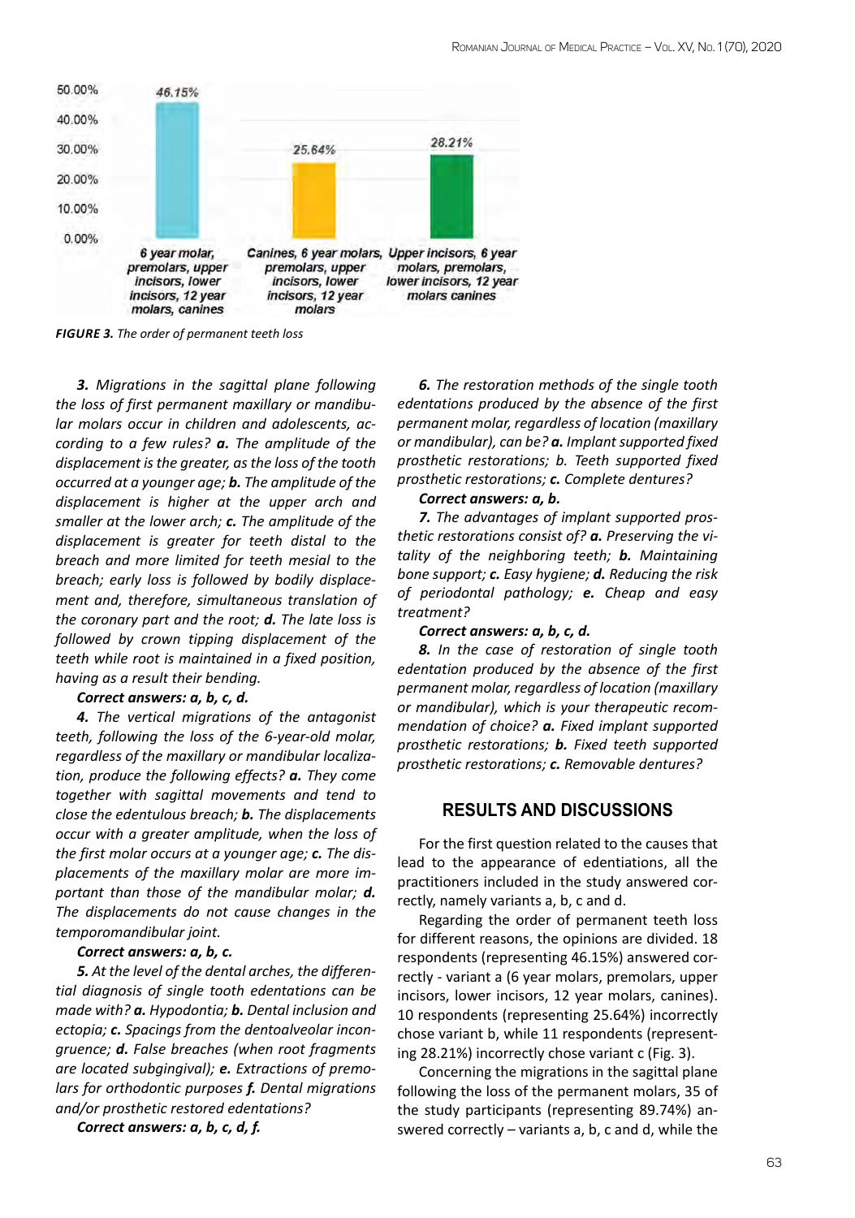FIGURE 3. The order of permanent teeth loss

***3.** Migrations in the sagittal plane following the loss of first permanent maxillary or mandibular molars occur in children and adolescents, according to a few rules? **a.** The amplitude of the displacement is the greater, as the loss of the tooth occurred at a younger age; **b.** The amplitude of the displacement is higher at the upper arch and smaller at the lower arch; **c.** The amplitude of the displacement is greater for teeth distal to the breach and more limited for teeth mesial to the breach; early loss is followed by bodily displacement and, therefore, simultaneous translation of the coronary part and the root; **d.** The late loss is followed by crown tipping displacement of the teeth while root is maintained in a fixed position, having as a result their bending.*

***Correct answers: a, b, c, d.***

***4.** The vertical migrations of the antagonist teeth, following the loss of the 6-year-old molar, regardless of the maxillary or mandibular localization, produce the following effects? **a.** They come together with sagittal movements and tend to close the edentulous breach; **b.** The displacements occur with a greater amplitude, when the loss of the first molar occurs at a younger age; **c.** The displacements of the maxillary molar are more important than those of the mandibular molar; **d.** The displacements do not cause changes in the temporomandibular joint.*

***Correct answers: a, b, c.***

***5.** At the level of the dental arches, the differential diagnosis of single tooth edentations can be made with? **a.** Hypodontia; **b.** Dental inclusion and ectopia; **c.** Spacings from the dentoalveolar incongruence; **d.** False breaches (when root fragments are located subgingival); **e.** Extractions of premolars for orthodontic purposes **f.** Dental migrations and/or prosthetic restored edentations?*

***Correct answers: a, b, c, d, f.***

***6.** The restoration methods of the single tooth edentations produced by the absence of the first permanent molar, regardless of location (maxillary or mandibular), can be? **a.** Implant supported fixed prosthetic restorations; b. Teeth supported fixed prosthetic restorations; **c.** Complete dentures?*

***Correct answers: a, b.***

***7.** The advantages of implant supported prosthetic restorations consist of? **a.** Preserving the vitality of the neighboring teeth; **b.** Maintaining bone support; **c.** Easy hygiene; **d.** Reducing the risk of periodontal pathology; **e.** Cheap and easy treatment?*

***Correct answers: a, b, c, d.***

***8.** In the case of restoration of single tooth edentation produced by the absence of the first permanent molar, regardless of location (maxillary or mandibular), which is your therapeutic recommendation of choice? **a.** Fixed implant supported prosthetic restorations; **b.** Fixed teeth supported prosthetic restorations; **c.** Removable dentures?*

## RESULTS AND DISCUSSIONS

For the first question related to the causes that lead to the appearance of edentiations, all the practitioners included in the study answered correctly, namely variants a, b, c and d.

Regarding the order of permanent teeth loss for different reasons, the opinions are divided. 18 respondents (representing 46.15%) answered correctly - variant a (6 year molars, premolars, upper incisors, lower incisors, 12 year molars, canines). 10 respondents (representing 25.64%) incorrectly chose variant b, while 11 respondents (representing 28.21%) incorrectly chose variant c (Fig. 3).

Concerning the migrations in the sagittal plane following the loss of the permanent molars, 35 of the study participants (representing 89.74%) answered correctly – variants a, b, c and d, while the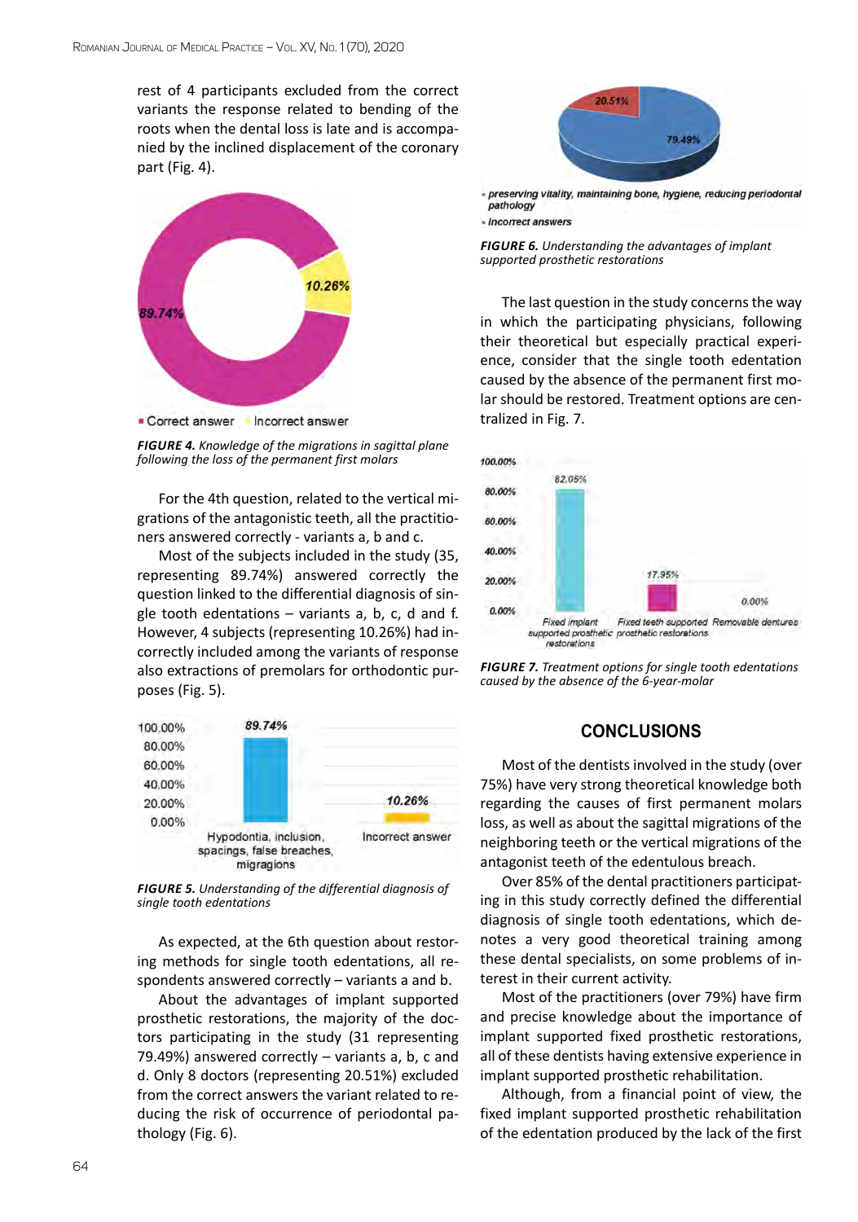rest of 4 participants excluded from the correct variants the response related to bending of the roots when the dental loss is late and is accompanied by the inclined displacement of the coronary part (Fig. 4).

*FIGURE 4. Knowledge of the migrations in sagittal plane following the loss of the permanent first molars*

For the 4th question, related to the vertical migrations of the antagonistic teeth, all the practitioners answered correctly - variants a, b and c.

Most of the subjects included in the study (35, representing 89.74%) answered correctly the question linked to the differential diagnosis of single tooth edentations – variants a, b, c, d and f. However, 4 subjects (representing 10.26%) had incorrectly included among the variants of response also extractions of premolars for orthodontic purposes (Fig. 5).

*FIGURE 5. Understanding of the differential diagnosis of single tooth edentations*

As expected, at the 6th question about restoring methods for single tooth edentations, all respondents answered correctly – variants a and b.

About the advantages of implant supported prosthetic restorations, the majority of the doctors participating in the study (31 representing 79.49%) answered correctly – variants a, b, c and d. Only 8 doctors (representing 20.51%) excluded from the correct answers the variant related to reducing the risk of occurrence of periodontal pathology (Fig. 6).

*FIGURE 6. Understanding the advantages of implant supported prosthetic restorations*

The last question in the study concerns the way in which the participating physicians, following their theoretical but especially practical experience, consider that the single tooth edentation caused by the absence of the permanent first molar should be restored. Treatment options are centralized in Fig. 7.

*FIGURE 7. Treatment options for single tooth edentations caused by the absence of the 6-year-molar*

## CONCLUSIONS

Most of the dentists involved in the study (over 75%) have very strong theoretical knowledge both regarding the causes of first permanent molars loss, as well as about the sagittal migrations of the neighboring teeth or the vertical migrations of the antagonist teeth of the edentulous breach.

Over 85% of the dental practitioners participating in this study correctly defined the differential diagnosis of single tooth edentations, which denotes a very good theoretical training among these dental specialists, on some problems of interest in their current activity.

Most of the practitioners (over 79%) have firm and precise knowledge about the importance of implant supported fixed prosthetic restorations, all of these dentists having extensive experience in implant supported prosthetic rehabilitation.

Although, from a financial point of view, the fixed implant supported prosthetic rehabilitation of the edentation produced by the lack of the first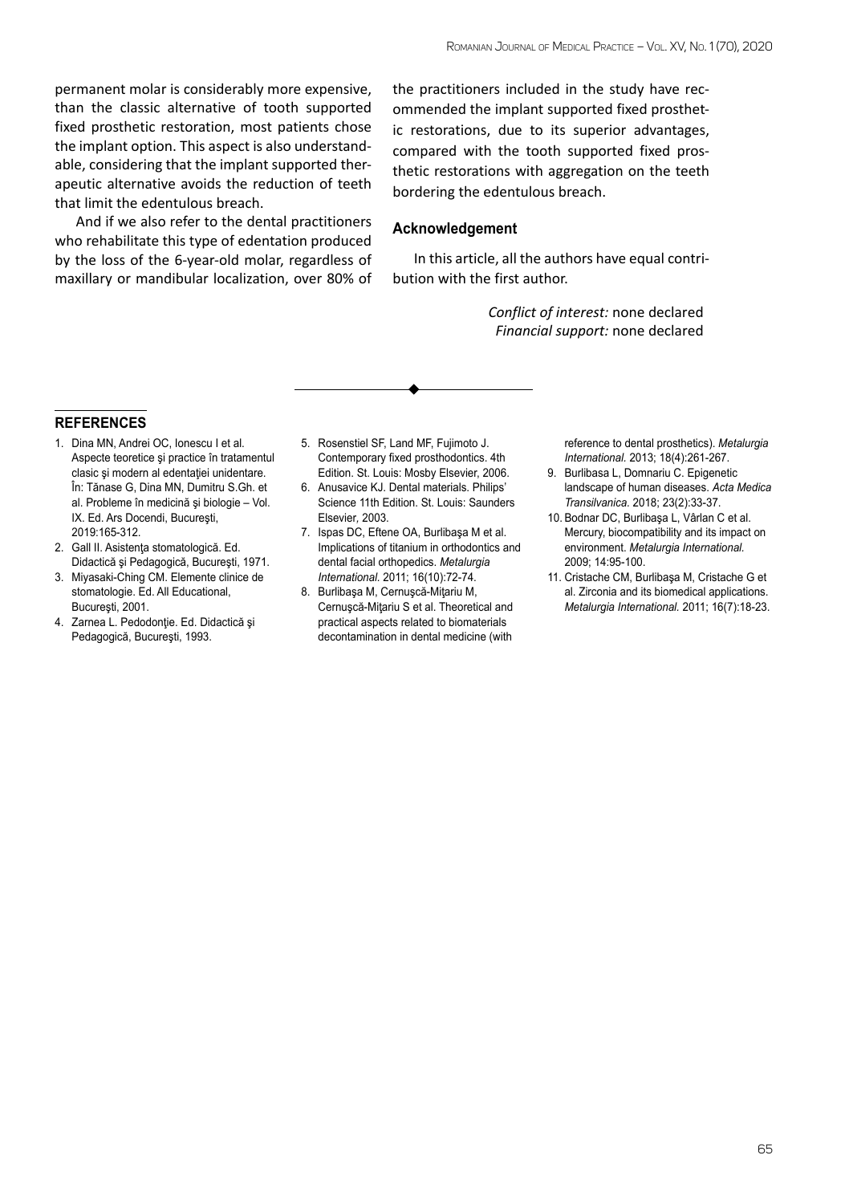permanent molar is considerably more expensive, than the classic alternative of tooth supported fixed prosthetic restoration, most patients chose the implant option. This aspect is also understandable, considering that the implant supported therapeutic alternative avoids the reduction of teeth that limit the edentulous breach.

And if we also refer to the dental practitioners who rehabilitate this type of edentation produced by the loss of the 6-year-old molar, regardless of maxillary or mandibular localization, over 80% of the practitioners included in the study have recommended the implant supported fixed prosthetic restorations, due to its superior advantages, compared with the tooth supported fixed prosthetic restorations with aggregation on the teeth bordering the edentulous breach.

## Acknowledgement

In this article, all the authors have equal contribution with the first author.

*Conflict of interest:* none declared
*Financial support:* none declared

## REFERENCES

1. Dina MN, Andrei OC, Ionescu I et al. Aspecte teoretice şi practice în tratamentul clasic şi modern al edentaţiei unidentare. În: Tănase G, Dina MN, Dumitru S.Gh. et al. Probleme în medicină şi biologie – Vol. IX. Ed. Ars Docendi, Bucureşti, 2019:165-312.
2. Gall II. Asistenţa stomatologică. Ed. Didactică şi Pedagogică, Bucureşti, 1971.
3. Miyasaki-Ching CM. Elemente clinice de stomatologie. Ed. All Educational, Bucureşti, 2001.
4. Zarnea L. Pedodonţie. Ed. Didactică şi Pedagogică, Bucureşti, 1993.
5. Rosenstiel SF, Land MF, Fujimoto J. Contemporary fixed prosthodontics. 4th Edition. St. Louis: Mosby Elsevier, 2006.
6. Anusavice KJ. Dental materials. Philips' Science 11th Edition. St. Louis: Saunders Elsevier, 2003.
7. Ispas DC, Eftene OA, Burlibaşa M et al. Implications of titanium in orthodontics and dental facial orthopedics. *Metalurgia International.* 2011; 16(10):72-74.
8. Burlibaşa M, Cernuşcă-Miţariu M, Cernuşcă-Miţariu S et al. Theoretical and practical aspects related to biomaterials decontamination in dental medicine (with reference to dental prosthetics). *Metalurgia International.* 2013; 18(4):261-267.
9. Burlibasa L, Domnariu C. Epigenetic landscape of human diseases. *Acta Medica Transilvanica.* 2018; 23(2):33-37.
10. Bodnar DC, Burlibaşa L, Vârlan C et al. Mercury, biocompatibility and its impact on environment. *Metalurgia International.* 2009; 14:95-100.
11. Cristache CM, Burlibaşa M, Cristache G et al. Zirconia and its biomedical applications. *Metalurgia International.* 2011; 16(7):18-23.